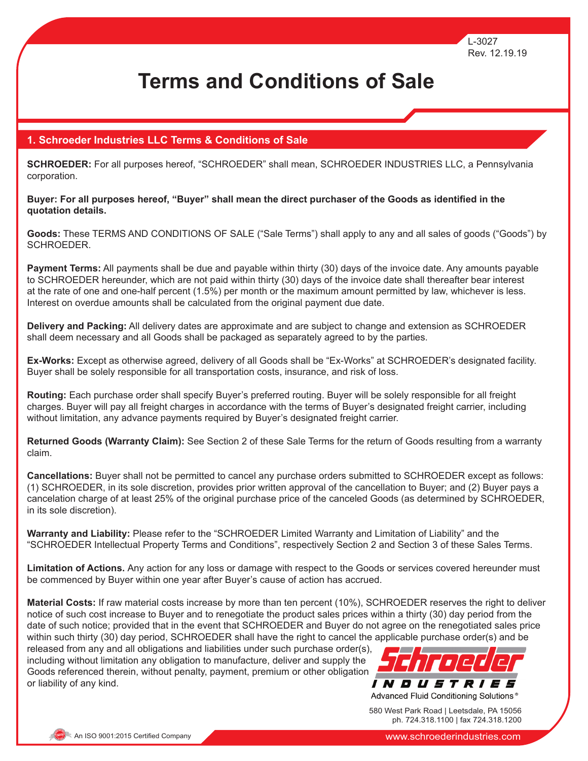L-3027
Rev. 12.19.19

# Terms and Conditions of Sale

## 1. Schroeder Industries LLC Terms & Conditions of Sale

**SCHROEDER:** For all purposes hereof, "SCHROEDER" shall mean, SCHROEDER INDUSTRIES LLC, a Pennsylvania corporation.

**Buyer: For all purposes hereof, "Buyer" shall mean the direct purchaser of the Goods as identified in the quotation details.**

**Goods:** These TERMS AND CONDITIONS OF SALE ("Sale Terms") shall apply to any and all sales of goods ("Goods") by SCHROEDER.

**Payment Terms:** All payments shall be due and payable within thirty (30) days of the invoice date. Any amounts payable to SCHROEDER hereunder, which are not paid within thirty (30) days of the invoice date shall thereafter bear interest at the rate of one and one-half percent (1.5%) per month or the maximum amount permitted by law, whichever is less. Interest on overdue amounts shall be calculated from the original payment due date.

**Delivery and Packing:** All delivery dates are approximate and are subject to change and extension as SCHROEDER shall deem necessary and all Goods shall be packaged as separately agreed to by the parties.

**Ex-Works:** Except as otherwise agreed, delivery of all Goods shall be "Ex-Works" at SCHROEDER's designated facility. Buyer shall be solely responsible for all transportation costs, insurance, and risk of loss.

**Routing:** Each purchase order shall specify Buyer's preferred routing. Buyer will be solely responsible for all freight charges. Buyer will pay all freight charges in accordance with the terms of Buyer's designated freight carrier, including without limitation, any advance payments required by Buyer's designated freight carrier.

**Returned Goods (Warranty Claim):** See Section 2 of these Sale Terms for the return of Goods resulting from a warranty claim.

**Cancellations:** Buyer shall not be permitted to cancel any purchase orders submitted to SCHROEDER except as follows: (1) SCHROEDER, in its sole discretion, provides prior written approval of the cancellation to Buyer; and (2) Buyer pays a cancelation charge of at least 25% of the original purchase price of the canceled Goods (as determined by SCHROEDER, in its sole discretion).

**Warranty and Liability:** Please refer to the "SCHROEDER Limited Warranty and Limitation of Liability" and the "SCHROEDER Intellectual Property Terms and Conditions", respectively Section 2 and Section 3 of these Sales Terms.

**Limitation of Actions.** Any action for any loss or damage with respect to the Goods or services covered hereunder must be commenced by Buyer within one year after Buyer's cause of action has accrued.

**Material Costs:** If raw material costs increase by more than ten percent (10%), SCHROEDER reserves the right to deliver notice of such cost increase to Buyer and to renegotiate the product sales prices within a thirty (30) day period from the date of such notice; provided that in the event that SCHROEDER and Buyer do not agree on the renegotiated sales price within such thirty (30) day period, SCHROEDER shall have the right to cancel the applicable purchase order(s) and be released from any and all obligations and liabilities under such purchase order(s), including without limitation any obligation to manufacture, deliver and supply the Goods referenced therein, without penalty, payment, premium or other obligation or liability of any kind.

Schroeder Industries
Advanced Fluid Conditioning Solutions®

580 West Park Road | Leetsdale, PA 15056
ph. 724.318.1100 | fax 724.318.1200

An ISO 9001:2015 Certified Company

www.schroederindustries.com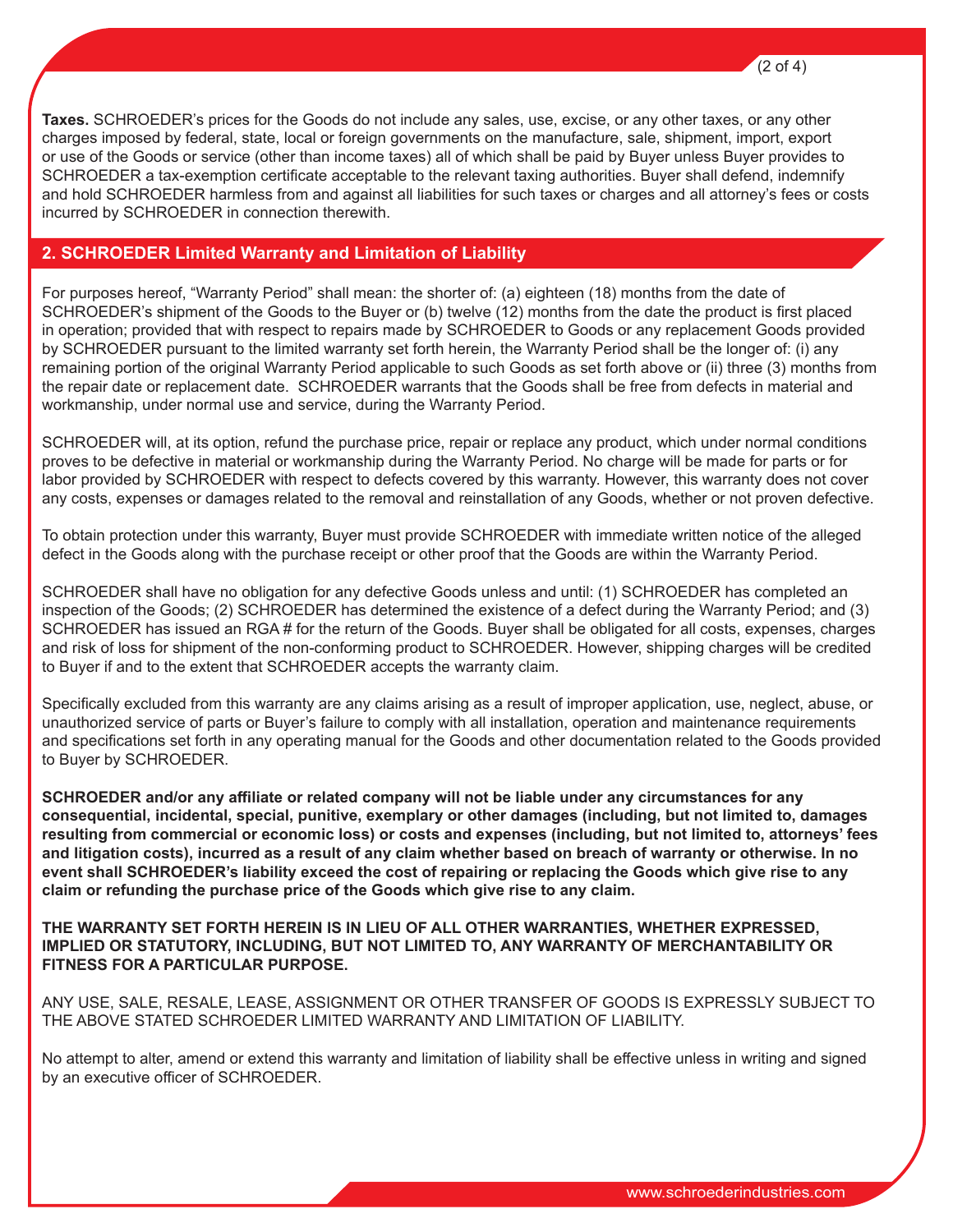**Taxes.** SCHROEDER's prices for the Goods do not include any sales, use, excise, or any other taxes, or any other charges imposed by federal, state, local or foreign governments on the manufacture, sale, shipment, import, export or use of the Goods or service (other than income taxes) all of which shall be paid by Buyer unless Buyer provides to SCHROEDER a tax-exemption certificate acceptable to the relevant taxing authorities. Buyer shall defend, indemnify and hold SCHROEDER harmless from and against all liabilities for such taxes or charges and all attorney's fees or costs incurred by SCHROEDER in connection therewith.

## 2. SCHROEDER Limited Warranty and Limitation of Liability

For purposes hereof, "Warranty Period" shall mean: the shorter of: (a) eighteen (18) months from the date of SCHROEDER's shipment of the Goods to the Buyer or (b) twelve (12) months from the date the product is first placed in operation; provided that with respect to repairs made by SCHROEDER to Goods or any replacement Goods provided by SCHROEDER pursuant to the limited warranty set forth herein, the Warranty Period shall be the longer of: (i) any remaining portion of the original Warranty Period applicable to such Goods as set forth above or (ii) three (3) months from the repair date or replacement date. SCHROEDER warrants that the Goods shall be free from defects in material and workmanship, under normal use and service, during the Warranty Period.

SCHROEDER will, at its option, refund the purchase price, repair or replace any product, which under normal conditions proves to be defective in material or workmanship during the Warranty Period. No charge will be made for parts or for labor provided by SCHROEDER with respect to defects covered by this warranty. However, this warranty does not cover any costs, expenses or damages related to the removal and reinstallation of any Goods, whether or not proven defective.

To obtain protection under this warranty, Buyer must provide SCHROEDER with immediate written notice of the alleged defect in the Goods along with the purchase receipt or other proof that the Goods are within the Warranty Period.

SCHROEDER shall have no obligation for any defective Goods unless and until: (1) SCHROEDER has completed an inspection of the Goods; (2) SCHROEDER has determined the existence of a defect during the Warranty Period; and (3) SCHROEDER has issued an RGA # for the return of the Goods. Buyer shall be obligated for all costs, expenses, charges and risk of loss for shipment of the non-conforming product to SCHROEDER. However, shipping charges will be credited to Buyer if and to the extent that SCHROEDER accepts the warranty claim.

Specifically excluded from this warranty are any claims arising as a result of improper application, use, neglect, abuse, or unauthorized service of parts or Buyer's failure to comply with all installation, operation and maintenance requirements and specifications set forth in any operating manual for the Goods and other documentation related to the Goods provided to Buyer by SCHROEDER.

**SCHROEDER and/or any affiliate or related company will not be liable under any circumstances for any consequential, incidental, special, punitive, exemplary or other damages (including, but not limited to, damages resulting from commercial or economic loss) or costs and expenses (including, but not limited to, attorneys' fees and litigation costs), incurred as a result of any claim whether based on breach of warranty or otherwise. In no event shall SCHROEDER's liability exceed the cost of repairing or replacing the Goods which give rise to any claim or refunding the purchase price of the Goods which give rise to any claim.**

**THE WARRANTY SET FORTH HEREIN IS IN LIEU OF ALL OTHER WARRANTIES, WHETHER EXPRESSED, IMPLIED OR STATUTORY, INCLUDING, BUT NOT LIMITED TO, ANY WARRANTY OF MERCHANTABILITY OR FITNESS FOR A PARTICULAR PURPOSE.**

ANY USE, SALE, RESALE, LEASE, ASSIGNMENT OR OTHER TRANSFER OF GOODS IS EXPRESSLY SUBJECT TO THE ABOVE STATED SCHROEDER LIMITED WARRANTY AND LIMITATION OF LIABILITY.

No attempt to alter, amend or extend this warranty and limitation of liability shall be effective unless in writing and signed by an executive officer of SCHROEDER.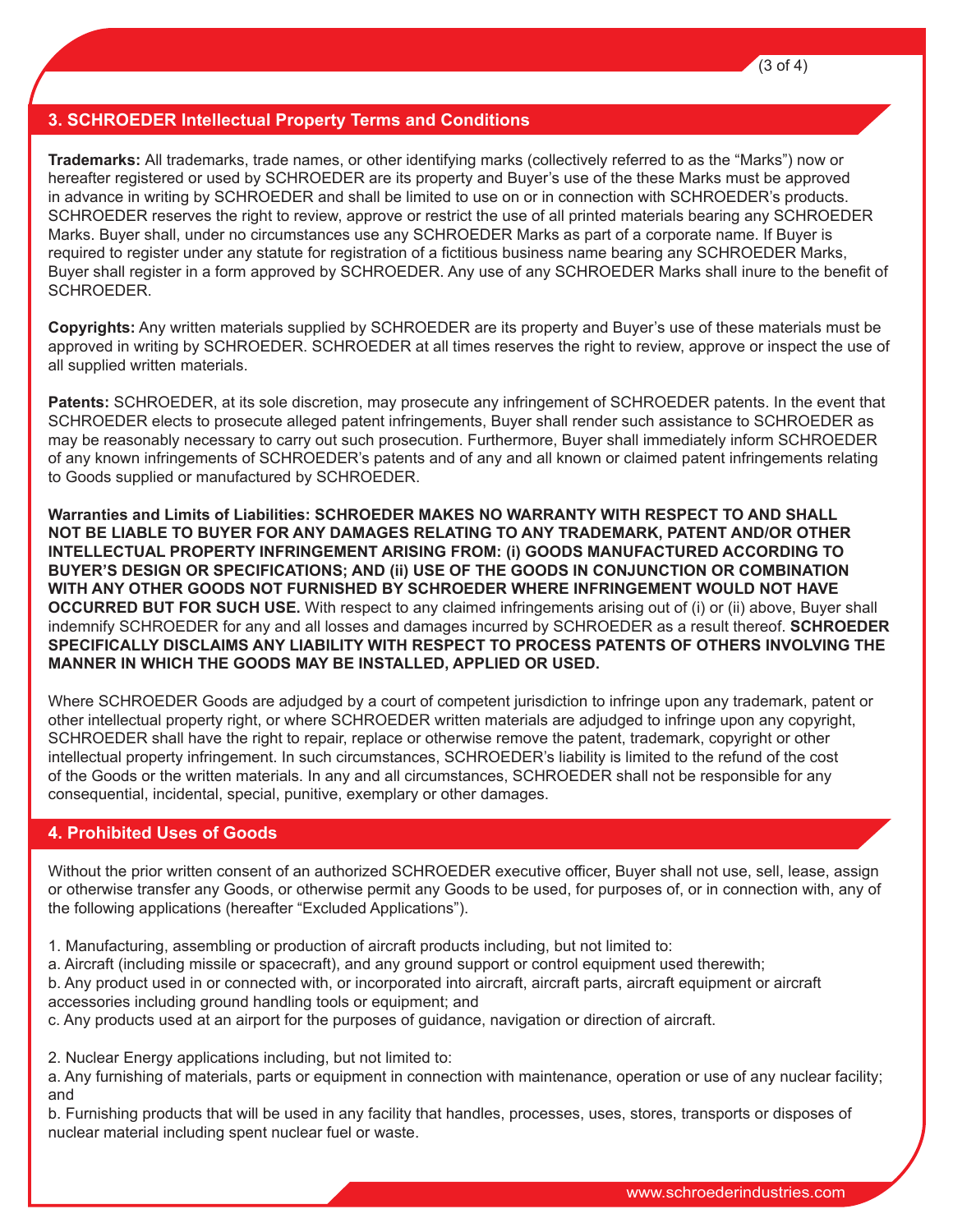## 3. SCHROEDER Intellectual Property Terms and Conditions

**Trademarks:** All trademarks, trade names, or other identifying marks (collectively referred to as the "Marks") now or hereafter registered or used by SCHROEDER are its property and Buyer's use of the these Marks must be approved in advance in writing by SCHROEDER and shall be limited to use on or in connection with SCHROEDER's products. SCHROEDER reserves the right to review, approve or restrict the use of all printed materials bearing any SCHROEDER Marks. Buyer shall, under no circumstances use any SCHROEDER Marks as part of a corporate name. If Buyer is required to register under any statute for registration of a fictitious business name bearing any SCHROEDER Marks, Buyer shall register in a form approved by SCHROEDER. Any use of any SCHROEDER Marks shall inure to the benefit of SCHROEDER.

**Copyrights:** Any written materials supplied by SCHROEDER are its property and Buyer's use of these materials must be approved in writing by SCHROEDER. SCHROEDER at all times reserves the right to review, approve or inspect the use of all supplied written materials.

**Patents:** SCHROEDER, at its sole discretion, may prosecute any infringement of SCHROEDER patents. In the event that SCHROEDER elects to prosecute alleged patent infringements, Buyer shall render such assistance to SCHROEDER as may be reasonably necessary to carry out such prosecution. Furthermore, Buyer shall immediately inform SCHROEDER of any known infringements of SCHROEDER's patents and of any and all known or claimed patent infringements relating to Goods supplied or manufactured by SCHROEDER.

**Warranties and Limits of Liabilities: SCHROEDER MAKES NO WARRANTY WITH RESPECT TO AND SHALL NOT BE LIABLE TO BUYER FOR ANY DAMAGES RELATING TO ANY TRADEMARK, PATENT AND/OR OTHER INTELLECTUAL PROPERTY INFRINGEMENT ARISING FROM: (i) GOODS MANUFACTURED ACCORDING TO BUYER'S DESIGN OR SPECIFICATIONS; AND (ii) USE OF THE GOODS IN CONJUNCTION OR COMBINATION WITH ANY OTHER GOODS NOT FURNISHED BY SCHROEDER WHERE INFRINGEMENT WOULD NOT HAVE OCCURRED BUT FOR SUCH USE.** With respect to any claimed infringements arising out of (i) or (ii) above, Buyer shall indemnify SCHROEDER for any and all losses and damages incurred by SCHROEDER as a result thereof. **SCHROEDER SPECIFICALLY DISCLAIMS ANY LIABILITY WITH RESPECT TO PROCESS PATENTS OF OTHERS INVOLVING THE MANNER IN WHICH THE GOODS MAY BE INSTALLED, APPLIED OR USED.**

Where SCHROEDER Goods are adjudged by a court of competent jurisdiction to infringe upon any trademark, patent or other intellectual property right, or where SCHROEDER written materials are adjudged to infringe upon any copyright, SCHROEDER shall have the right to repair, replace or otherwise remove the patent, trademark, copyright or other intellectual property infringement. In such circumstances, SCHROEDER's liability is limited to the refund of the cost of the Goods or the written materials. In any and all circumstances, SCHROEDER shall not be responsible for any consequential, incidental, special, punitive, exemplary or other damages.

## 4. Prohibited Uses of Goods

Without the prior written consent of an authorized SCHROEDER executive officer, Buyer shall not use, sell, lease, assign or otherwise transfer any Goods, or otherwise permit any Goods to be used, for purposes of, or in connection with, any of the following applications (hereafter "Excluded Applications").

1. Manufacturing, assembling or production of aircraft products including, but not limited to:
a. Aircraft (including missile or spacecraft), and any ground support or control equipment used therewith;
b. Any product used in or connected with, or incorporated into aircraft, aircraft parts, aircraft equipment or aircraft accessories including ground handling tools or equipment; and
c. Any products used at an airport for the purposes of guidance, navigation or direction of aircraft.

2. Nuclear Energy applications including, but not limited to:
a. Any furnishing of materials, parts or equipment in connection with maintenance, operation or use of any nuclear facility; and
b. Furnishing products that will be used in any facility that handles, processes, uses, stores, transports or disposes of nuclear material including spent nuclear fuel or waste.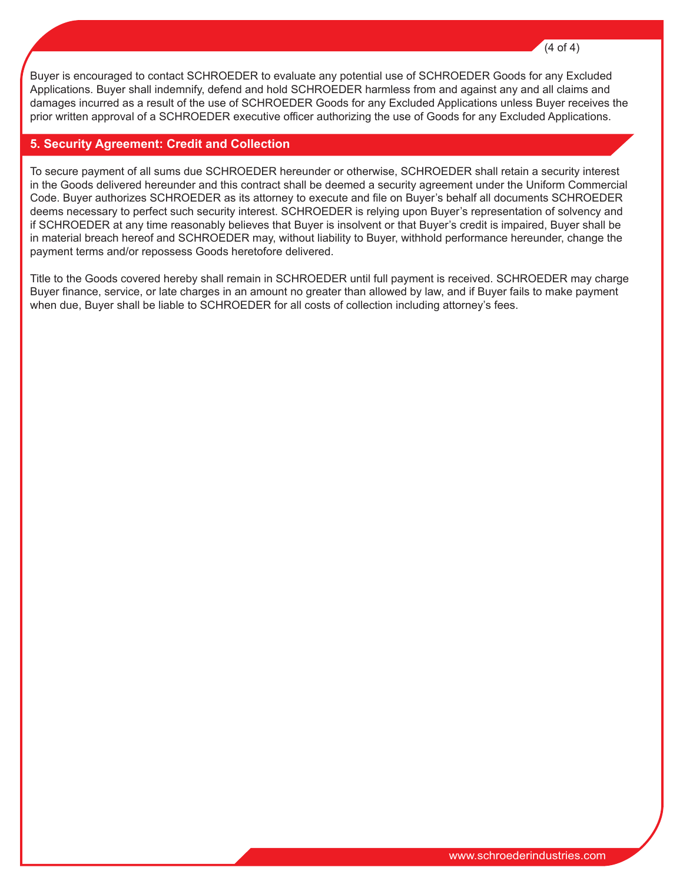Buyer is encouraged to contact SCHROEDER to evaluate any potential use of SCHROEDER Goods for any Excluded Applications. Buyer shall indemnify, defend and hold SCHROEDER harmless from and against any and all claims and damages incurred as a result of the use of SCHROEDER Goods for any Excluded Applications unless Buyer receives the prior written approval of a SCHROEDER executive officer authorizing the use of Goods for any Excluded Applications.

## 5. Security Agreement: Credit and Collection

To secure payment of all sums due SCHROEDER hereunder or otherwise, SCHROEDER shall retain a security interest in the Goods delivered hereunder and this contract shall be deemed a security agreement under the Uniform Commercial Code. Buyer authorizes SCHROEDER as its attorney to execute and file on Buyer's behalf all documents SCHROEDER deems necessary to perfect such security interest. SCHROEDER is relying upon Buyer's representation of solvency and if SCHROEDER at any time reasonably believes that Buyer is insolvent or that Buyer's credit is impaired, Buyer shall be in material breach hereof and SCHROEDER may, without liability to Buyer, withhold performance hereunder, change the payment terms and/or repossess Goods heretofore delivered.

Title to the Goods covered hereby shall remain in SCHROEDER until full payment is received. SCHROEDER may charge Buyer finance, service, or late charges in an amount no greater than allowed by law, and if Buyer fails to make payment when due, Buyer shall be liable to SCHROEDER for all costs of collection including attorney's fees.